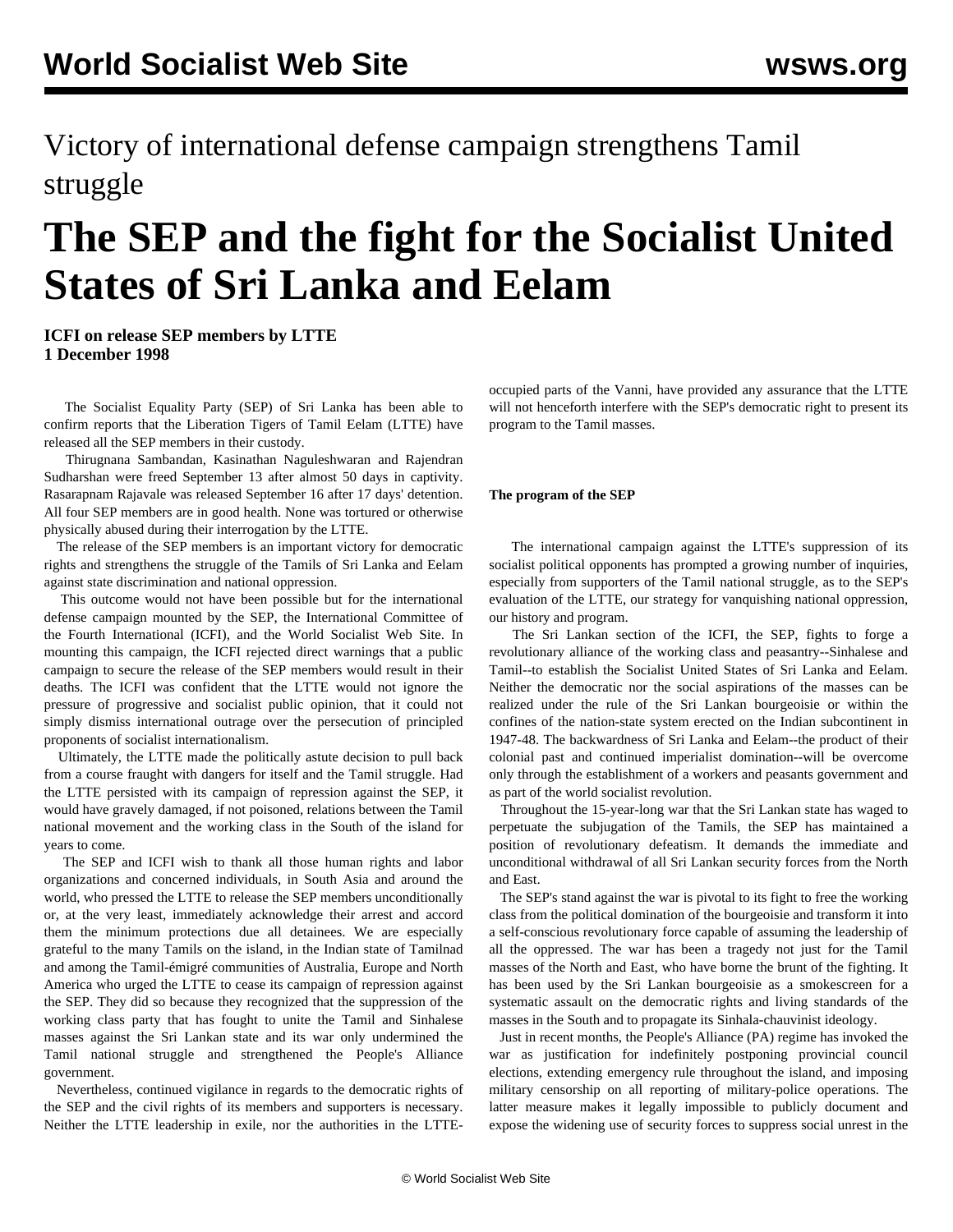# Victory of international defense campaign strengthens Tamil struggle

# The SEP and the fight for the Socialist United States of Sri Lanka and Eelam

**ICFI on release SEP members by LTTE**
**1 December 1998**

The Socialist Equality Party (SEP) of Sri Lanka has been able to confirm reports that the Liberation Tigers of Tamil Eelam (LTTE) have released all the SEP members in their custody.

Thirugnana Sambandan, Kasinathan Naguleshwaran and Rajendran Sudharshan were freed September 13 after almost 50 days in captivity. Rasarapnam Rajavale was released September 16 after 17 days' detention. All four SEP members are in good health. None was tortured or otherwise physically abused during their interrogation by the LTTE.

The release of the SEP members is an important victory for democratic rights and strengthens the struggle of the Tamils of Sri Lanka and Eelam against state discrimination and national oppression.

This outcome would not have been possible but for the international defense campaign mounted by the SEP, the International Committee of the Fourth International (ICFI), and the World Socialist Web Site. In mounting this campaign, the ICFI rejected direct warnings that a public campaign to secure the release of the SEP members would result in their deaths. The ICFI was confident that the LTTE would not ignore the pressure of progressive and socialist public opinion, that it could not simply dismiss international outrage over the persecution of principled proponents of socialist internationalism.

Ultimately, the LTTE made the politically astute decision to pull back from a course fraught with dangers for itself and the Tamil struggle. Had the LTTE persisted with its campaign of repression against the SEP, it would have gravely damaged, if not poisoned, relations between the Tamil national movement and the working class in the South of the island for years to come.

The SEP and ICFI wish to thank all those human rights and labor organizations and concerned individuals, in South Asia and around the world, who pressed the LTTE to release the SEP members unconditionally or, at the very least, immediately acknowledge their arrest and accord them the minimum protections due all detainees. We are especially grateful to the many Tamils on the island, in the Indian state of Tamilnad and among the Tamil-émigré communities of Australia, Europe and North America who urged the LTTE to cease its campaign of repression against the SEP. They did so because they recognized that the suppression of the working class party that has fought to unite the Tamil and Sinhalese masses against the Sri Lankan state and its war only undermined the Tamil national struggle and strengthened the People's Alliance government.

Nevertheless, continued vigilance in regards to the democratic rights of the SEP and the civil rights of its members and supporters is necessary. Neither the LTTE leadership in exile, nor the authorities in the LTTE-occupied parts of the Vanni, have provided any assurance that the LTTE will not henceforth interfere with the SEP's democratic right to present its program to the Tamil masses.

### The program of the SEP

The international campaign against the LTTE's suppression of its socialist political opponents has prompted a growing number of inquiries, especially from supporters of the Tamil national struggle, as to the SEP's evaluation of the LTTE, our strategy for vanquishing national oppression, our history and program.

The Sri Lankan section of the ICFI, the SEP, fights to forge a revolutionary alliance of the working class and peasantry--Sinhalese and Tamil--to establish the Socialist United States of Sri Lanka and Eelam. Neither the democratic nor the social aspirations of the masses can be realized under the rule of the Sri Lankan bourgeoisie or within the confines of the nation-state system erected on the Indian subcontinent in 1947-48. The backwardness of Sri Lanka and Eelam--the product of their colonial past and continued imperialist domination--will be overcome only through the establishment of a workers and peasants government and as part of the world socialist revolution.

Throughout the 15-year-long war that the Sri Lankan state has waged to perpetuate the subjugation of the Tamils, the SEP has maintained a position of revolutionary defeatism. It demands the immediate and unconditional withdrawal of all Sri Lankan security forces from the North and East.

The SEP's stand against the war is pivotal to its fight to free the working class from the political domination of the bourgeoisie and transform it into a self-conscious revolutionary force capable of assuming the leadership of all the oppressed. The war has been a tragedy not just for the Tamil masses of the North and East, who have borne the brunt of the fighting. It has been used by the Sri Lankan bourgeoisie as a smokescreen for a systematic assault on the democratic rights and living standards of the masses in the South and to propagate its Sinhala-chauvinist ideology.

Just in recent months, the People's Alliance (PA) regime has invoked the war as justification for indefinitely postponing provincial council elections, extending emergency rule throughout the island, and imposing military censorship on all reporting of military-police operations. The latter measure makes it legally impossible to publicly document and expose the widening use of security forces to suppress social unrest in the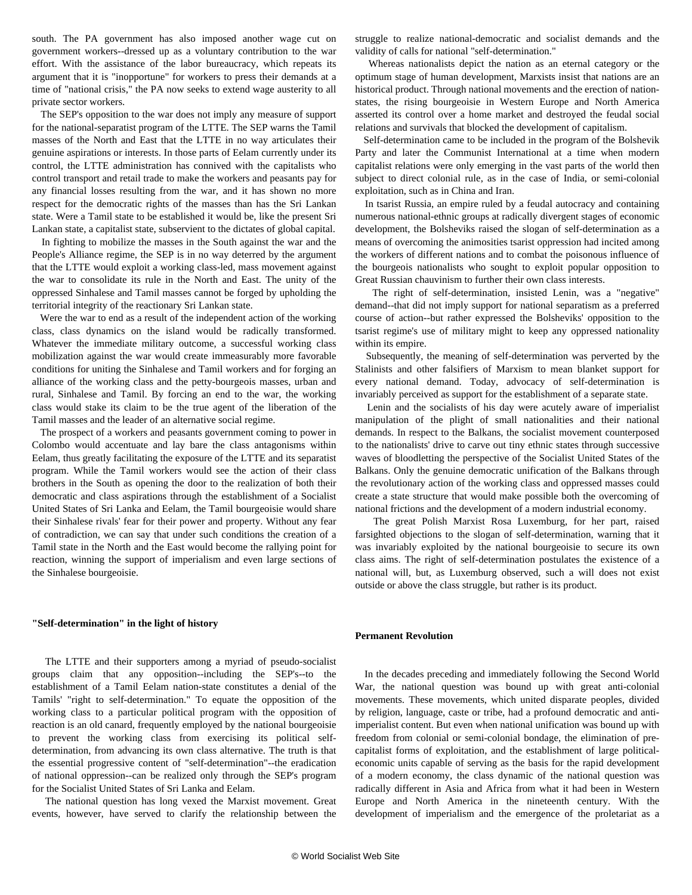south. The PA government has also imposed another wage cut on government workers--dressed up as a voluntary contribution to the war effort. With the assistance of the labor bureaucracy, which repeats its argument that it is "inopportune" for workers to press their demands at a time of "national crisis," the PA now seeks to extend wage austerity to all private sector workers.

The SEP's opposition to the war does not imply any measure of support for the national-separatist program of the LTTE. The SEP warns the Tamil masses of the North and East that the LTTE in no way articulates their genuine aspirations or interests. In those parts of Eelam currently under its control, the LTTE administration has connived with the capitalists who control transport and retail trade to make the workers and peasants pay for any financial losses resulting from the war, and it has shown no more respect for the democratic rights of the masses than has the Sri Lankan state. Were a Tamil state to be established it would be, like the present Sri Lankan state, a capitalist state, subservient to the dictates of global capital.

In fighting to mobilize the masses in the South against the war and the People's Alliance regime, the SEP is in no way deterred by the argument that the LTTE would exploit a working class-led, mass movement against the war to consolidate its rule in the North and East. The unity of the oppressed Sinhalese and Tamil masses cannot be forged by upholding the territorial integrity of the reactionary Sri Lankan state.

Were the war to end as a result of the independent action of the working class, class dynamics on the island would be radically transformed. Whatever the immediate military outcome, a successful working class mobilization against the war would create immeasurably more favorable conditions for uniting the Sinhalese and Tamil workers and for forging an alliance of the working class and the petty-bourgeois masses, urban and rural, Sinhalese and Tamil. By forcing an end to the war, the working class would stake its claim to be the true agent of the liberation of the Tamil masses and the leader of an alternative social regime.

The prospect of a workers and peasants government coming to power in Colombo would accentuate and lay bare the class antagonisms within Eelam, thus greatly facilitating the exposure of the LTTE and its separatist program. While the Tamil workers would see the action of their class brothers in the South as opening the door to the realization of both their democratic and class aspirations through the establishment of a Socialist United States of Sri Lanka and Eelam, the Tamil bourgeoisie would share their Sinhalese rivals' fear for their power and property. Without any fear of contradiction, we can say that under such conditions the creation of a Tamil state in the North and the East would become the rallying point for reaction, winning the support of imperialism and even large sections of the Sinhalese bourgeoisie.

**"Self-determination" in the light of history**

The LTTE and their supporters among a myriad of pseudo-socialist groups claim that any opposition--including the SEP's--to the establishment of a Tamil Eelam nation-state constitutes a denial of the Tamils' "right to self-determination." To equate the opposition of the working class to a particular political program with the opposition of reaction is an old canard, frequently employed by the national bourgeoisie to prevent the working class from exercising its political self-determination, from advancing its own class alternative. The truth is that the essential progressive content of "self-determination"--the eradication of national oppression--can be realized only through the SEP's program for the Socialist United States of Sri Lanka and Eelam.

The national question has long vexed the Marxist movement. Great events, however, have served to clarify the relationship between the struggle to realize national-democratic and socialist demands and the validity of calls for national "self-determination."

Whereas nationalists depict the nation as an eternal category or the optimum stage of human development, Marxists insist that nations are an historical product. Through national movements and the erection of nation-states, the rising bourgeoisie in Western Europe and North America asserted its control over a home market and destroyed the feudal social relations and survivals that blocked the development of capitalism.

Self-determination came to be included in the program of the Bolshevik Party and later the Communist International at a time when modern capitalist relations were only emerging in the vast parts of the world then subject to direct colonial rule, as in the case of India, or semi-colonial exploitation, such as in China and Iran.

In tsarist Russia, an empire ruled by a feudal autocracy and containing numerous national-ethnic groups at radically divergent stages of economic development, the Bolsheviks raised the slogan of self-determination as a means of overcoming the animosities tsarist oppression had incited among the workers of different nations and to combat the poisonous influence of the bourgeois nationalists who sought to exploit popular opposition to Great Russian chauvinism to further their own class interests.

The right of self-determination, insisted Lenin, was a "negative" demand--that did not imply support for national separatism as a preferred course of action--but rather expressed the Bolsheviks' opposition to the tsarist regime's use of military might to keep any oppressed nationality within its empire.

Subsequently, the meaning of self-determination was perverted by the Stalinists and other falsifiers of Marxism to mean blanket support for every national demand. Today, advocacy of self-determination is invariably perceived as support for the establishment of a separate state.

Lenin and the socialists of his day were acutely aware of imperialist manipulation of the plight of small nationalities and their national demands. In respect to the Balkans, the socialist movement counterposed to the nationalists' drive to carve out tiny ethnic states through successive waves of bloodletting the perspective of the Socialist United States of the Balkans. Only the genuine democratic unification of the Balkans through the revolutionary action of the working class and oppressed masses could create a state structure that would make possible both the overcoming of national frictions and the development of a modern industrial economy.

The great Polish Marxist Rosa Luxemburg, for her part, raised farsighted objections to the slogan of self-determination, warning that it was invariably exploited by the national bourgeoisie to secure its own class aims. The right of self-determination postulates the existence of a national will, but, as Luxemburg observed, such a will does not exist outside or above the class struggle, but rather is its product.

**Permanent Revolution**

In the decades preceding and immediately following the Second World War, the national question was bound up with great anti-colonial movements. These movements, which united disparate peoples, divided by religion, language, caste or tribe, had a profound democratic and anti-imperialist content. But even when national unification was bound up with freedom from colonial or semi-colonial bondage, the elimination of pre-capitalist forms of exploitation, and the establishment of large political-economic units capable of serving as the basis for the rapid development of a modern economy, the class dynamic of the national question was radically different in Asia and Africa from what it had been in Western Europe and North America in the nineteenth century. With the development of imperialism and the emergence of the proletariat as a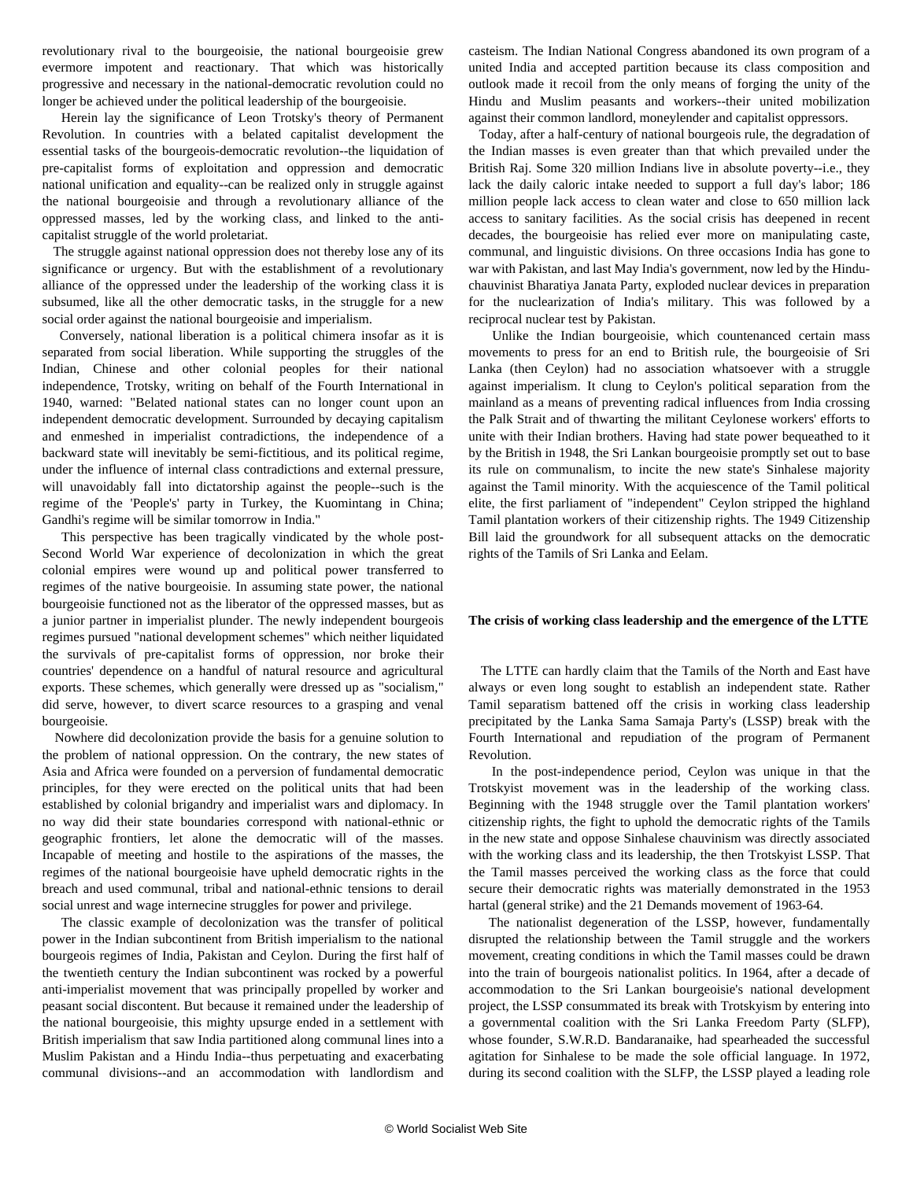revolutionary rival to the bourgeoisie, the national bourgeoisie grew evermore impotent and reactionary. That which was historically progressive and necessary in the national-democratic revolution could no longer be achieved under the political leadership of the bourgeoisie.

Herein lay the significance of Leon Trotsky's theory of Permanent Revolution. In countries with a belated capitalist development the essential tasks of the bourgeois-democratic revolution--the liquidation of pre-capitalist forms of exploitation and oppression and democratic national unification and equality--can be realized only in struggle against the national bourgeoisie and through a revolutionary alliance of the oppressed masses, led by the working class, and linked to the anti-capitalist struggle of the world proletariat.

The struggle against national oppression does not thereby lose any of its significance or urgency. But with the establishment of a revolutionary alliance of the oppressed under the leadership of the working class it is subsumed, like all the other democratic tasks, in the struggle for a new social order against the national bourgeoisie and imperialism.

Conversely, national liberation is a political chimera insofar as it is separated from social liberation. While supporting the struggles of the Indian, Chinese and other colonial peoples for their national independence, Trotsky, writing on behalf of the Fourth International in 1940, warned: "Belated national states can no longer count upon an independent democratic development. Surrounded by decaying capitalism and enmeshed in imperialist contradictions, the independence of a backward state will inevitably be semi-fictitious, and its political regime, under the influence of internal class contradictions and external pressure, will unavoidably fall into dictatorship against the people--such is the regime of the 'People's' party in Turkey, the Kuomintang in China; Gandhi's regime will be similar tomorrow in India."

This perspective has been tragically vindicated by the whole post-Second World War experience of decolonization in which the great colonial empires were wound up and political power transferred to regimes of the native bourgeoisie. In assuming state power, the national bourgeoisie functioned not as the liberator of the oppressed masses, but as a junior partner in imperialist plunder. The newly independent bourgeois regimes pursued "national development schemes" which neither liquidated the survivals of pre-capitalist forms of oppression, nor broke their countries' dependence on a handful of natural resource and agricultural exports. These schemes, which generally were dressed up as "socialism," did serve, however, to divert scarce resources to a grasping and venal bourgeoisie.

Nowhere did decolonization provide the basis for a genuine solution to the problem of national oppression. On the contrary, the new states of Asia and Africa were founded on a perversion of fundamental democratic principles, for they were erected on the political units that had been established by colonial brigandry and imperialist wars and diplomacy. In no way did their state boundaries correspond with national-ethnic or geographic frontiers, let alone the democratic will of the masses. Incapable of meeting and hostile to the aspirations of the masses, the regimes of the national bourgeoisie have upheld democratic rights in the breach and used communal, tribal and national-ethnic tensions to derail social unrest and wage internecine struggles for power and privilege.

The classic example of decolonization was the transfer of political power in the Indian subcontinent from British imperialism to the national bourgeois regimes of India, Pakistan and Ceylon. During the first half of the twentieth century the Indian subcontinent was rocked by a powerful anti-imperialist movement that was principally propelled by worker and peasant social discontent. But because it remained under the leadership of the national bourgeoisie, this mighty upsurge ended in a settlement with British imperialism that saw India partitioned along communal lines into a Muslim Pakistan and a Hindu India--thus perpetuating and exacerbating communal divisions--and an accommodation with landlordism and casteism. The Indian National Congress abandoned its own program of a united India and accepted partition because its class composition and outlook made it recoil from the only means of forging the unity of the Hindu and Muslim peasants and workers--their united mobilization against their common landlord, moneylender and capitalist oppressors.

Today, after a half-century of national bourgeois rule, the degradation of the Indian masses is even greater than that which prevailed under the British Raj. Some 320 million Indians live in absolute poverty--i.e., they lack the daily caloric intake needed to support a full day's labor; 186 million people lack access to clean water and close to 650 million lack access to sanitary facilities. As the social crisis has deepened in recent decades, the bourgeoisie has relied ever more on manipulating caste, communal, and linguistic divisions. On three occasions India has gone to war with Pakistan, and last May India's government, now led by the Hindu-chauvinist Bharatiya Janata Party, exploded nuclear devices in preparation for the nuclearization of India's military. This was followed by a reciprocal nuclear test by Pakistan.

Unlike the Indian bourgeoisie, which countenanced certain mass movements to press for an end to British rule, the bourgeoisie of Sri Lanka (then Ceylon) had no association whatsoever with a struggle against imperialism. It clung to Ceylon's political separation from the mainland as a means of preventing radical influences from India crossing the Palk Strait and of thwarting the militant Ceylonese workers' efforts to unite with their Indian brothers. Having had state power bequeathed to it by the British in 1948, the Sri Lankan bourgeoisie promptly set out to base its rule on communalism, to incite the new state's Sinhalese majority against the Tamil minority. With the acquiescence of the Tamil political elite, the first parliament of "independent" Ceylon stripped the highland Tamil plantation workers of their citizenship rights. The 1949 Citizenship Bill laid the groundwork for all subsequent attacks on the democratic rights of the Tamils of Sri Lanka and Eelam.

**The crisis of working class leadership and the emergence of the LTTE**

The LTTE can hardly claim that the Tamils of the North and East have always or even long sought to establish an independent state. Rather Tamil separatism battened off the crisis in working class leadership precipitated by the Lanka Sama Samaja Party's (LSSP) break with the Fourth International and repudiation of the program of Permanent Revolution.

In the post-independence period, Ceylon was unique in that the Trotskyist movement was in the leadership of the working class. Beginning with the 1948 struggle over the Tamil plantation workers' citizenship rights, the fight to uphold the democratic rights of the Tamils in the new state and oppose Sinhalese chauvinism was directly associated with the working class and its leadership, the then Trotskyist LSSP. That the Tamil masses perceived the working class as the force that could secure their democratic rights was materially demonstrated in the 1953 hartal (general strike) and the 21 Demands movement of 1963-64.

The nationalist degeneration of the LSSP, however, fundamentally disrupted the relationship between the Tamil struggle and the workers movement, creating conditions in which the Tamil masses could be drawn into the train of bourgeois nationalist politics. In 1964, after a decade of accommodation to the Sri Lankan bourgeoisie's national development project, the LSSP consummated its break with Trotskyism by entering into a governmental coalition with the Sri Lanka Freedom Party (SLFP), whose founder, S.W.R.D. Bandaranaike, had spearheaded the successful agitation for Sinhalese to be made the sole official language. In 1972, during its second coalition with the SLFP, the LSSP played a leading role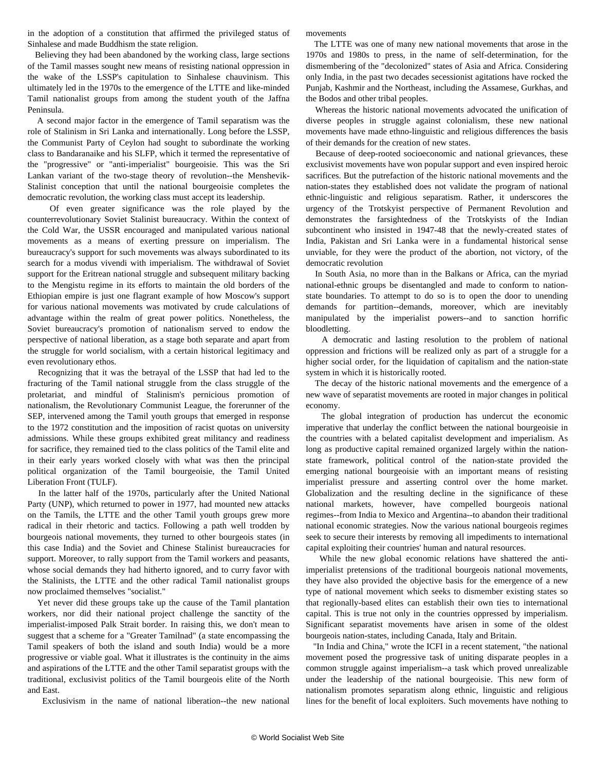in the adoption of a constitution that affirmed the privileged status of Sinhalese and made Buddhism the state religion.

Believing they had been abandoned by the working class, large sections of the Tamil masses sought new means of resisting national oppression in the wake of the LSSP's capitulation to Sinhalese chauvinism. This ultimately led in the 1970s to the emergence of the LTTE and like-minded Tamil nationalist groups from among the student youth of the Jaffna Peninsula.

A second major factor in the emergence of Tamil separatism was the role of Stalinism in Sri Lanka and internationally. Long before the LSSP, the Communist Party of Ceylon had sought to subordinate the working class to Bandaranaike and his SLFP, which it termed the representative of the "progressive" or "anti-imperialist" bourgeoisie. This was the Sri Lankan variant of the two-stage theory of revolution--the Menshevik-Stalinist conception that until the national bourgeoisie completes the democratic revolution, the working class must accept its leadership.

Of even greater significance was the role played by the counterrevolutionary Soviet Stalinist bureaucracy. Within the context of the Cold War, the USSR encouraged and manipulated various national movements as a means of exerting pressure on imperialism. The bureaucracy's support for such movements was always subordinated to its search for a modus vivendi with imperialism. The withdrawal of Soviet support for the Eritrean national struggle and subsequent military backing to the Mengistu regime in its efforts to maintain the old borders of the Ethiopian empire is just one flagrant example of how Moscow's support for various national movements was motivated by crude calculations of advantage within the realm of great power politics. Nonetheless, the Soviet bureaucracy's promotion of nationalism served to endow the perspective of national liberation, as a stage both separate and apart from the struggle for world socialism, with a certain historical legitimacy and even revolutionary ethos.

Recognizing that it was the betrayal of the LSSP that had led to the fracturing of the Tamil national struggle from the class struggle of the proletariat, and mindful of Stalinism's pernicious promotion of nationalism, the Revolutionary Communist League, the forerunner of the SEP, intervened among the Tamil youth groups that emerged in response to the 1972 constitution and the imposition of racist quotas on university admissions. While these groups exhibited great militancy and readiness for sacrifice, they remained tied to the class politics of the Tamil elite and in their early years worked closely with what was then the principal political organization of the Tamil bourgeoisie, the Tamil United Liberation Front (TULF).

In the latter half of the 1970s, particularly after the United National Party (UNP), which returned to power in 1977, had mounted new attacks on the Tamils, the LTTE and the other Tamil youth groups grew more radical in their rhetoric and tactics. Following a path well trodden by bourgeois national movements, they turned to other bourgeois states (in this case India) and the Soviet and Chinese Stalinist bureaucracies for support. Moreover, to rally support from the Tamil workers and peasants, whose social demands they had hitherto ignored, and to curry favor with the Stalinists, the LTTE and the other radical Tamil nationalist groups now proclaimed themselves "socialist."

Yet never did these groups take up the cause of the Tamil plantation workers, nor did their national project challenge the sanctity of the imperialist-imposed Palk Strait border. In raising this, we don't mean to suggest that a scheme for a "Greater Tamilnad" (a state encompassing the Tamil speakers of both the island and south India) would be a more progressive or viable goal. What it illustrates is the continuity in the aims and aspirations of the LTTE and the other Tamil separatist groups with the traditional, exclusivist politics of the Tamil bourgeois elite of the North and East.

Exclusivism in the name of national liberation--the new national movements

The LTTE was one of many new national movements that arose in the 1970s and 1980s to press, in the name of self-determination, for the dismembering of the "decolonized" states of Asia and Africa. Considering only India, in the past two decades secessionist agitations have rocked the Punjab, Kashmir and the Northeast, including the Assamese, Gurkhas, and the Bodos and other tribal peoples.

Whereas the historic national movements advocated the unification of diverse peoples in struggle against colonialism, these new national movements have made ethno-linguistic and religious differences the basis of their demands for the creation of new states.

Because of deep-rooted socioeconomic and national grievances, these exclusivist movements have won popular support and even inspired heroic sacrifices. But the putrefaction of the historic national movements and the nation-states they established does not validate the program of national ethnic-linguistic and religious separatism. Rather, it underscores the urgency of the Trotskyist perspective of Permanent Revolution and demonstrates the farsightedness of the Trotskyists of the Indian subcontinent who insisted in 1947-48 that the newly-created states of India, Pakistan and Sri Lanka were in a fundamental historical sense unviable, for they were the product of the abortion, not victory, of the democratic revolution

In South Asia, no more than in the Balkans or Africa, can the myriad national-ethnic groups be disentangled and made to conform to nation-state boundaries. To attempt to do so is to open the door to unending demands for partition--demands, moreover, which are inevitably manipulated by the imperialist powers--and to sanction horrific bloodletting.

A democratic and lasting resolution to the problem of national oppression and frictions will be realized only as part of a struggle for a higher social order, for the liquidation of capitalism and the nation-state system in which it is historically rooted.

The decay of the historic national movements and the emergence of a new wave of separatist movements are rooted in major changes in political economy.

The global integration of production has undercut the economic imperative that underlay the conflict between the national bourgeoisie in the countries with a belated capitalist development and imperialism. As long as productive capital remained organized largely within the nation-state framework, political control of the nation-state provided the emerging national bourgeoisie with an important means of resisting imperialist pressure and asserting control over the home market. Globalization and the resulting decline in the significance of these national markets, however, have compelled bourgeois national regimes--from India to Mexico and Argentina--to abandon their traditional national economic strategies. Now the various national bourgeois regimes seek to secure their interests by removing all impediments to international capital exploiting their countries' human and natural resources.

While the new global economic relations have shattered the anti-imperialist pretensions of the traditional bourgeois national movements, they have also provided the objective basis for the emergence of a new type of national movement which seeks to dismember existing states so that regionally-based elites can establish their own ties to international capital. This is true not only in the countries oppressed by imperialism. Significant separatist movements have arisen in some of the oldest bourgeois nation-states, including Canada, Italy and Britain.

"In India and China," wrote the ICFI in a recent statement, "the national movement posed the progressive task of uniting disparate peoples in a common struggle against imperialism--a task which proved unrealizable under the leadership of the national bourgeoisie. This new form of nationalism promotes separatism along ethnic, linguistic and religious lines for the benefit of local exploiters. Such movements have nothing to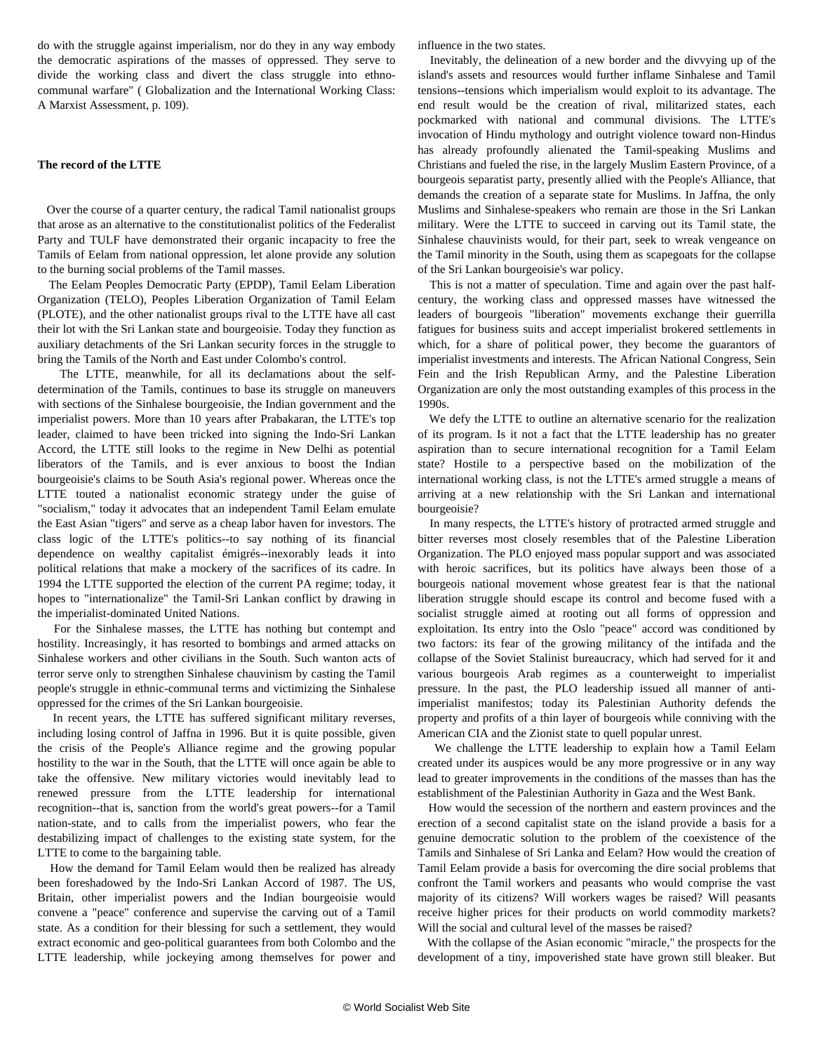do with the struggle against imperialism, nor do they in any way embody the democratic aspirations of the masses of oppressed. They serve to divide the working class and divert the class struggle into ethno-communal warfare" ( Globalization and the International Working Class: A Marxist Assessment, p. 109).

**The record of the LTTE**

Over the course of a quarter century, the radical Tamil nationalist groups that arose as an alternative to the constitutionalist politics of the Federalist Party and TULF have demonstrated their organic incapacity to free the Tamils of Eelam from national oppression, let alone provide any solution to the burning social problems of the Tamil masses.

The Eelam Peoples Democratic Party (EPDP), Tamil Eelam Liberation Organization (TELO), Peoples Liberation Organization of Tamil Eelam (PLOTE), and the other nationalist groups rival to the LTTE have all cast their lot with the Sri Lankan state and bourgeoisie. Today they function as auxiliary detachments of the Sri Lankan security forces in the struggle to bring the Tamils of the North and East under Colombo's control.

The LTTE, meanwhile, for all its declamations about the self-determination of the Tamils, continues to base its struggle on maneuvers with sections of the Sinhalese bourgeoisie, the Indian government and the imperialist powers. More than 10 years after Prabakaran, the LTTE's top leader, claimed to have been tricked into signing the Indo-Sri Lankan Accord, the LTTE still looks to the regime in New Delhi as potential liberators of the Tamils, and is ever anxious to boost the Indian bourgeoisie's claims to be South Asia's regional power. Whereas once the LTTE touted a nationalist economic strategy under the guise of "socialism," today it advocates that an independent Tamil Eelam emulate the East Asian "tigers" and serve as a cheap labor haven for investors. The class logic of the LTTE's politics--to say nothing of its financial dependence on wealthy capitalist émigrés--inexorably leads it into political relations that make a mockery of the sacrifices of its cadre. In 1994 the LTTE supported the election of the current PA regime; today, it hopes to "internationalize" the Tamil-Sri Lankan conflict by drawing in the imperialist-dominated United Nations.

For the Sinhalese masses, the LTTE has nothing but contempt and hostility. Increasingly, it has resorted to bombings and armed attacks on Sinhalese workers and other civilians in the South. Such wanton acts of terror serve only to strengthen Sinhalese chauvinism by casting the Tamil people's struggle in ethnic-communal terms and victimizing the Sinhalese oppressed for the crimes of the Sri Lankan bourgeoisie.

In recent years, the LTTE has suffered significant military reverses, including losing control of Jaffna in 1996. But it is quite possible, given the crisis of the People's Alliance regime and the growing popular hostility to the war in the South, that the LTTE will once again be able to take the offensive. New military victories would inevitably lead to renewed pressure from the LTTE leadership for international recognition--that is, sanction from the world's great powers--for a Tamil nation-state, and to calls from the imperialist powers, who fear the destabilizing impact of challenges to the existing state system, for the LTTE to come to the bargaining table.

How the demand for Tamil Eelam would then be realized has already been foreshadowed by the Indo-Sri Lankan Accord of 1987. The US, Britain, other imperialist powers and the Indian bourgeoisie would convene a "peace" conference and supervise the carving out of a Tamil state. As a condition for their blessing for such a settlement, they would extract economic and geo-political guarantees from both Colombo and the LTTE leadership, while jockeying among themselves for power and influence in the two states.

Inevitably, the delineation of a new border and the divvying up of the island's assets and resources would further inflame Sinhalese and Tamil tensions--tensions which imperialism would exploit to its advantage. The end result would be the creation of rival, militarized states, each pockmarked with national and communal divisions. The LTTE's invocation of Hindu mythology and outright violence toward non-Hindus has already profoundly alienated the Tamil-speaking Muslims and Christians and fueled the rise, in the largely Muslim Eastern Province, of a bourgeois separatist party, presently allied with the People's Alliance, that demands the creation of a separate state for Muslims. In Jaffna, the only Muslims and Sinhalese-speakers who remain are those in the Sri Lankan military. Were the LTTE to succeed in carving out its Tamil state, the Sinhalese chauvinists would, for their part, seek to wreak vengeance on the Tamil minority in the South, using them as scapegoats for the collapse of the Sri Lankan bourgeoisie's war policy.

This is not a matter of speculation. Time and again over the past half-century, the working class and oppressed masses have witnessed the leaders of bourgeois "liberation" movements exchange their guerrilla fatigues for business suits and accept imperialist brokered settlements in which, for a share of political power, they become the guarantors of imperialist investments and interests. The African National Congress, Sein Fein and the Irish Republican Army, and the Palestine Liberation Organization are only the most outstanding examples of this process in the 1990s.

We defy the LTTE to outline an alternative scenario for the realization of its program. Is it not a fact that the LTTE leadership has no greater aspiration than to secure international recognition for a Tamil Eelam state? Hostile to a perspective based on the mobilization of the international working class, is not the LTTE's armed struggle a means of arriving at a new relationship with the Sri Lankan and international bourgeoisie?

In many respects, the LTTE's history of protracted armed struggle and bitter reverses most closely resembles that of the Palestine Liberation Organization. The PLO enjoyed mass popular support and was associated with heroic sacrifices, but its politics have always been those of a bourgeois national movement whose greatest fear is that the national liberation struggle should escape its control and become fused with a socialist struggle aimed at rooting out all forms of oppression and exploitation. Its entry into the Oslo "peace" accord was conditioned by two factors: its fear of the growing militancy of the intifada and the collapse of the Soviet Stalinist bureaucracy, which had served for it and various bourgeois Arab regimes as a counterweight to imperialist pressure. In the past, the PLO leadership issued all manner of anti-imperialist manifestos; today its Palestinian Authority defends the property and profits of a thin layer of bourgeois while conniving with the American CIA and the Zionist state to quell popular unrest.

We challenge the LTTE leadership to explain how a Tamil Eelam created under its auspices would be any more progressive or in any way lead to greater improvements in the conditions of the masses than has the establishment of the Palestinian Authority in Gaza and the West Bank.

How would the secession of the northern and eastern provinces and the erection of a second capitalist state on the island provide a basis for a genuine democratic solution to the problem of the coexistence of the Tamils and Sinhalese of Sri Lanka and Eelam? How would the creation of Tamil Eelam provide a basis for overcoming the dire social problems that confront the Tamil workers and peasants who would comprise the vast majority of its citizens? Will workers wages be raised? Will peasants receive higher prices for their products on world commodity markets? Will the social and cultural level of the masses be raised?

With the collapse of the Asian economic "miracle," the prospects for the development of a tiny, impoverished state have grown still bleaker. But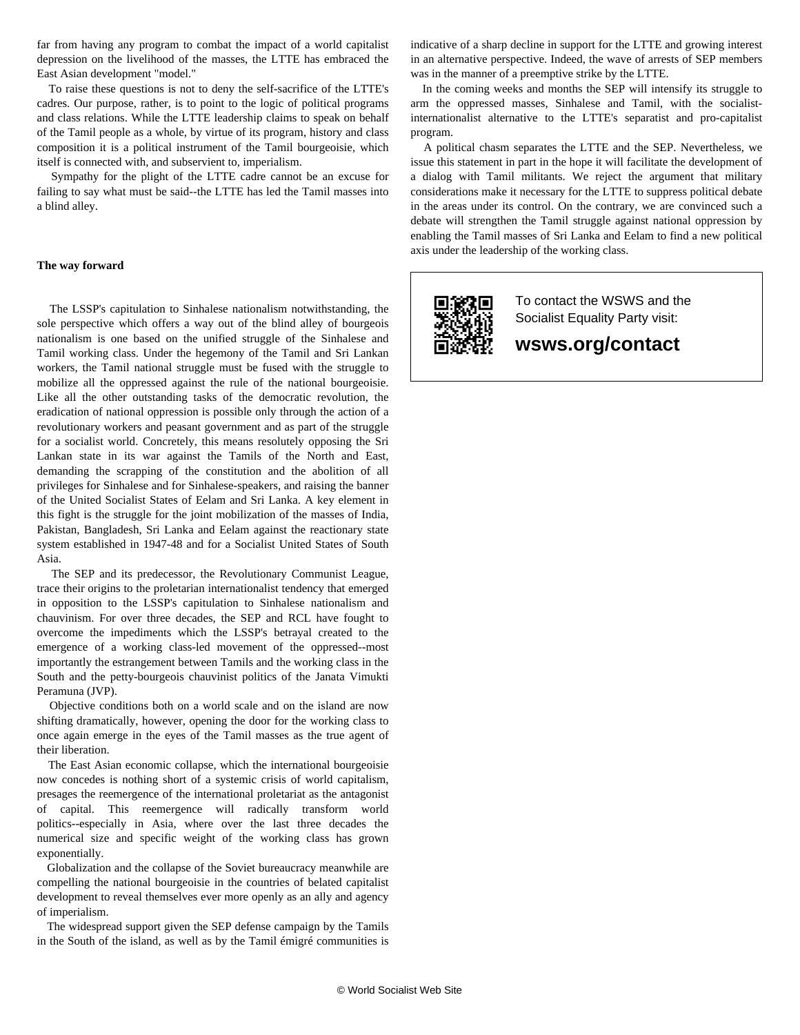far from having any program to combat the impact of a world capitalist depression on the livelihood of the masses, the LTTE has embraced the East Asian development "model."

To raise these questions is not to deny the self-sacrifice of the LTTE's cadres. Our purpose, rather, is to point to the logic of political programs and class relations. While the LTTE leadership claims to speak on behalf of the Tamil people as a whole, by virtue of its program, history and class composition it is a political instrument of the Tamil bourgeoisie, which itself is connected with, and subservient to, imperialism.

Sympathy for the plight of the LTTE cadre cannot be an excuse for failing to say what must be said--the LTTE has led the Tamil masses into a blind alley.

**The way forward**

The LSSP's capitulation to Sinhalese nationalism notwithstanding, the sole perspective which offers a way out of the blind alley of bourgeois nationalism is one based on the unified struggle of the Sinhalese and Tamil working class. Under the hegemony of the Tamil and Sri Lankan workers, the Tamil national struggle must be fused with the struggle to mobilize all the oppressed against the rule of the national bourgeoisie. Like all the other outstanding tasks of the democratic revolution, the eradication of national oppression is possible only through the action of a revolutionary workers and peasant government and as part of the struggle for a socialist world. Concretely, this means resolutely opposing the Sri Lankan state in its war against the Tamils of the North and East, demanding the scrapping of the constitution and the abolition of all privileges for Sinhalese and for Sinhalese-speakers, and raising the banner of the United Socialist States of Eelam and Sri Lanka. A key element in this fight is the struggle for the joint mobilization of the masses of India, Pakistan, Bangladesh, Sri Lanka and Eelam against the reactionary state system established in 1947-48 and for a Socialist United States of South Asia.

The SEP and its predecessor, the Revolutionary Communist League, trace their origins to the proletarian internationalist tendency that emerged in opposition to the LSSP's capitulation to Sinhalese nationalism and chauvinism. For over three decades, the SEP and RCL have fought to overcome the impediments which the LSSP's betrayal created to the emergence of a working class-led movement of the oppressed--most importantly the estrangement between Tamils and the working class in the South and the petty-bourgeois chauvinist politics of the Janata Vimukti Peramuna (JVP).

Objective conditions both on a world scale and on the island are now shifting dramatically, however, opening the door for the working class to once again emerge in the eyes of the Tamil masses as the true agent of their liberation.

The East Asian economic collapse, which the international bourgeoisie now concedes is nothing short of a systemic crisis of world capitalism, presages the reemergence of the international proletariat as the antagonist of capital. This reemergence will radically transform world politics--especially in Asia, where over the last three decades the numerical size and specific weight of the working class has grown exponentially.

Globalization and the collapse of the Soviet bureaucracy meanwhile are compelling the national bourgeoisie in the countries of belated capitalist development to reveal themselves ever more openly as an ally and agency of imperialism.

The widespread support given the SEP defense campaign by the Tamils in the South of the island, as well as by the Tamil émigré communities is indicative of a sharp decline in support for the LTTE and growing interest in an alternative perspective. Indeed, the wave of arrests of SEP members was in the manner of a preemptive strike by the LTTE.

In the coming weeks and months the SEP will intensify its struggle to arm the oppressed masses, Sinhalese and Tamil, with the socialist-internationalist alternative to the LTTE's separatist and pro-capitalist program.

A political chasm separates the LTTE and the SEP. Nevertheless, we issue this statement in part in the hope it will facilitate the development of a dialog with Tamil militants. We reject the argument that military considerations make it necessary for the LTTE to suppress political debate in the areas under its control. On the contrary, we are convinced such a debate will strengthen the Tamil struggle against national oppression by enabling the Tamil masses of Sri Lanka and Eelam to find a new political axis under the leadership of the working class.

To contact the WSWS and the Socialist Equality Party visit:

**wsws.org/contact**